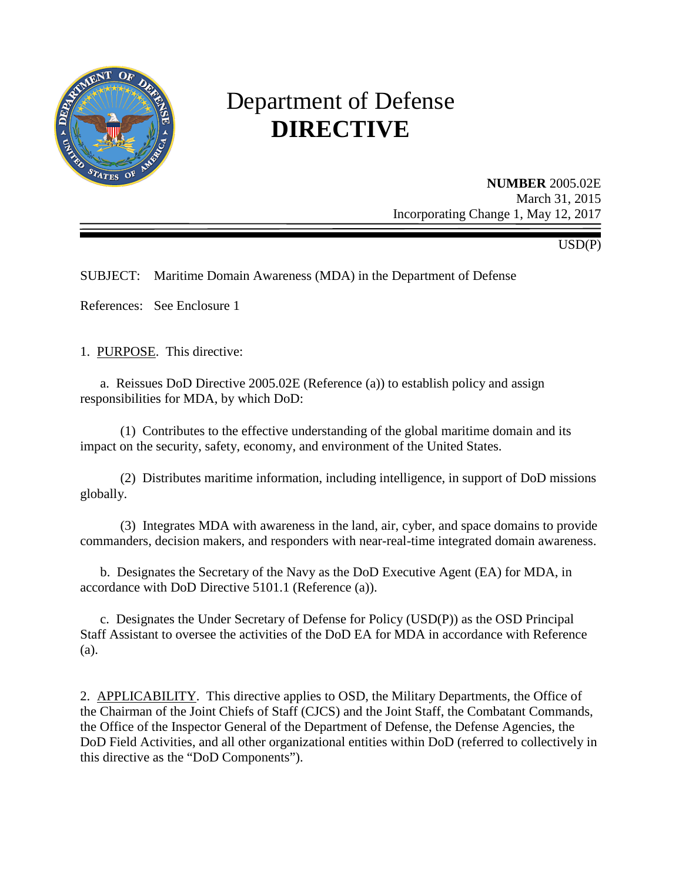# Department of Defense
# **DIRECTIVE**

**NUMBER** 2005.02E
March 31, 2015
Incorporating Change 1, May 12, 2017

USD(P)

SUBJECT: Maritime Domain Awareness (MDA) in the Department of Defense

References: See Enclosure 1

1. PURPOSE. This directive:

a. Reissues DoD Directive 2005.02E (Reference (a)) to establish policy and assign responsibilities for MDA, by which DoD:

(1) Contributes to the effective understanding of the global maritime domain and its impact on the security, safety, economy, and environment of the United States.

(2) Distributes maritime information, including intelligence, in support of DoD missions globally.

(3) Integrates MDA with awareness in the land, air, cyber, and space domains to provide commanders, decision makers, and responders with near-real-time integrated domain awareness.

b. Designates the Secretary of the Navy as the DoD Executive Agent (EA) for MDA, in accordance with DoD Directive 5101.1 (Reference (a)).

c. Designates the Under Secretary of Defense for Policy (USD(P)) as the OSD Principal Staff Assistant to oversee the activities of the DoD EA for MDA in accordance with Reference (a).

2. APPLICABILITY. This directive applies to OSD, the Military Departments, the Office of the Chairman of the Joint Chiefs of Staff (CJCS) and the Joint Staff, the Combatant Commands, the Office of the Inspector General of the Department of Defense, the Defense Agencies, the DoD Field Activities, and all other organizational entities within DoD (referred to collectively in this directive as the "DoD Components").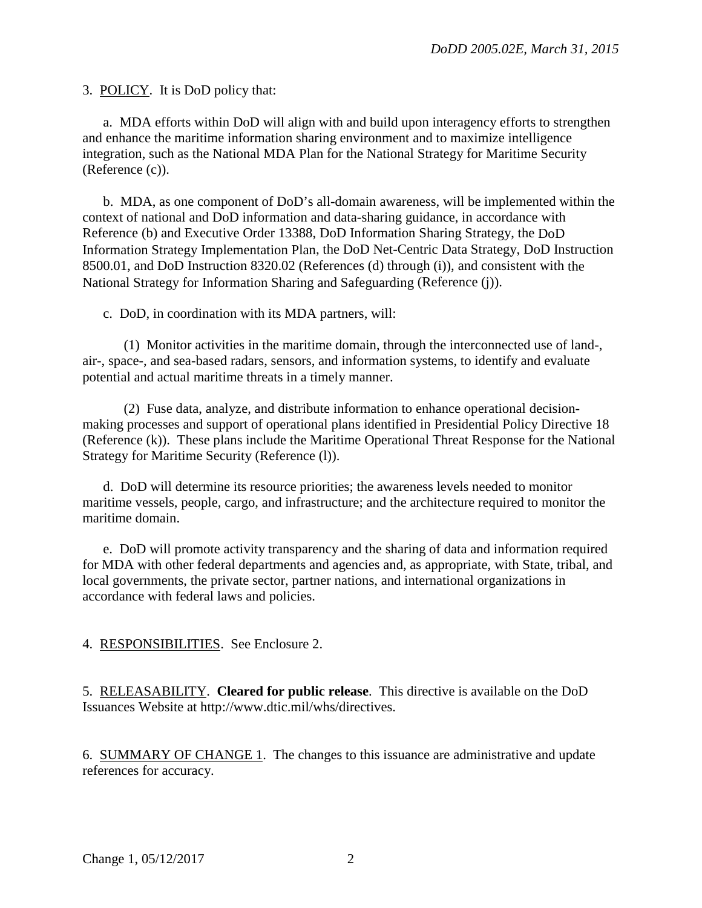3. POLICY. It is DoD policy that:

a. MDA efforts within DoD will align with and build upon interagency efforts to strengthen and enhance the maritime information sharing environment and to maximize intelligence integration, such as the National MDA Plan for the National Strategy for Maritime Security (Reference (c)).

b. MDA, as one component of DoD's all-domain awareness, will be implemented within the context of national and DoD information and data-sharing guidance, in accordance with Reference (b) and Executive Order 13388, DoD Information Sharing Strategy, the DoD Information Strategy Implementation Plan, the DoD Net-Centric Data Strategy, DoD Instruction 8500.01, and DoD Instruction 8320.02 (References (d) through (i)), and consistent with the National Strategy for Information Sharing and Safeguarding (Reference (j)).

c. DoD, in coordination with its MDA partners, will:

(1) Monitor activities in the maritime domain, through the interconnected use of land-, air-, space-, and sea-based radars, sensors, and information systems, to identify and evaluate potential and actual maritime threats in a timely manner.

(2) Fuse data, analyze, and distribute information to enhance operational decision-making processes and support of operational plans identified in Presidential Policy Directive 18 (Reference (k)). These plans include the Maritime Operational Threat Response for the National Strategy for Maritime Security (Reference (l)).

d. DoD will determine its resource priorities; the awareness levels needed to monitor maritime vessels, people, cargo, and infrastructure; and the architecture required to monitor the maritime domain.

e. DoD will promote activity transparency and the sharing of data and information required for MDA with other federal departments and agencies and, as appropriate, with State, tribal, and local governments, the private sector, partner nations, and international organizations in accordance with federal laws and policies.

4. RESPONSIBILITIES. See Enclosure 2.

5. RELEASABILITY. **Cleared for public release**. This directive is available on the DoD Issuances Website at http://www.dtic.mil/whs/directives.

6. SUMMARY OF CHANGE 1. The changes to this issuance are administrative and update references for accuracy.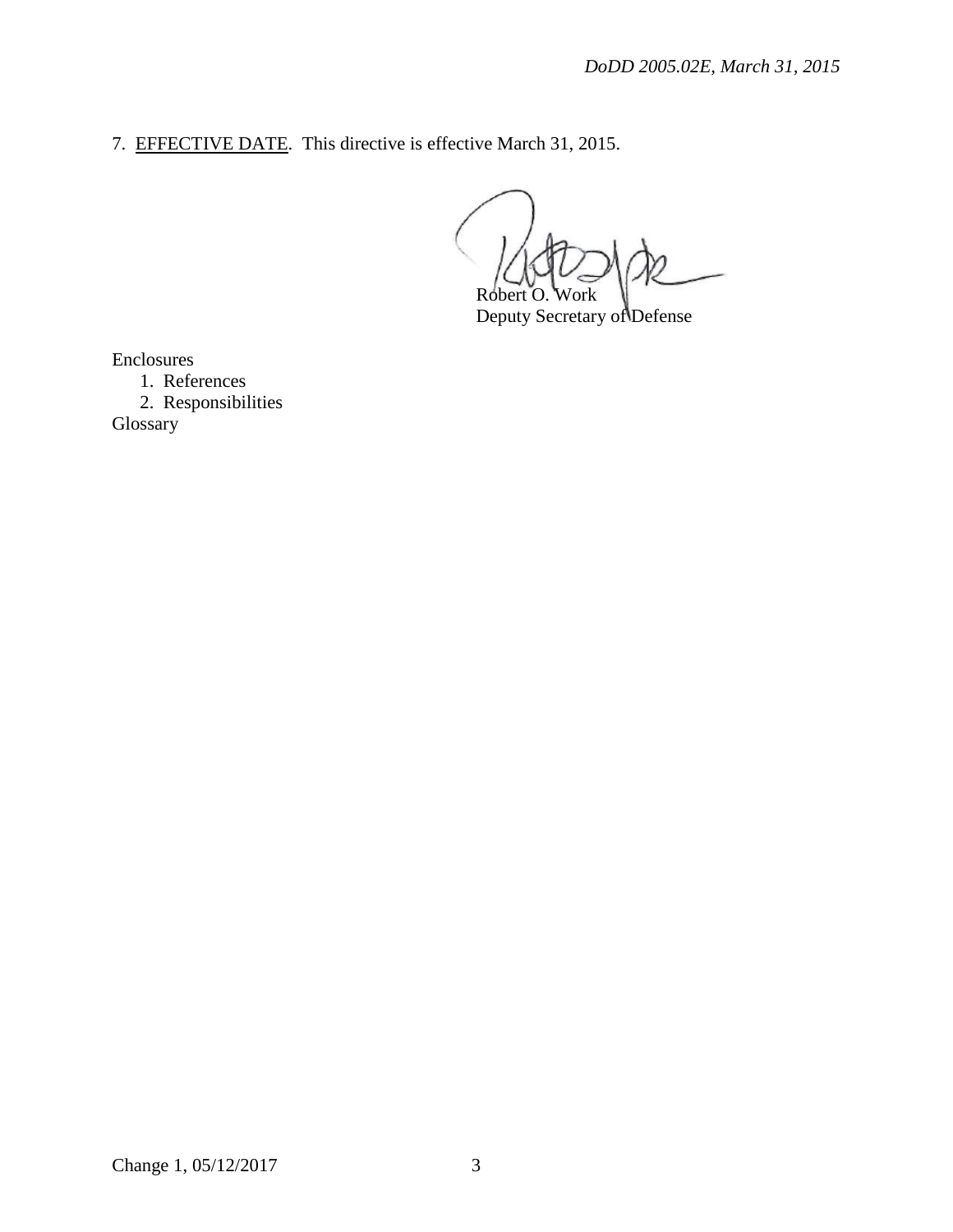7. EFFECTIVE DATE. This directive is effective March 31, 2015.

Robert O. Work
Deputy Secretary of Defense

Enclosures
1. References
2. Responsibilities

Glossary

Change 1, 05/12/2017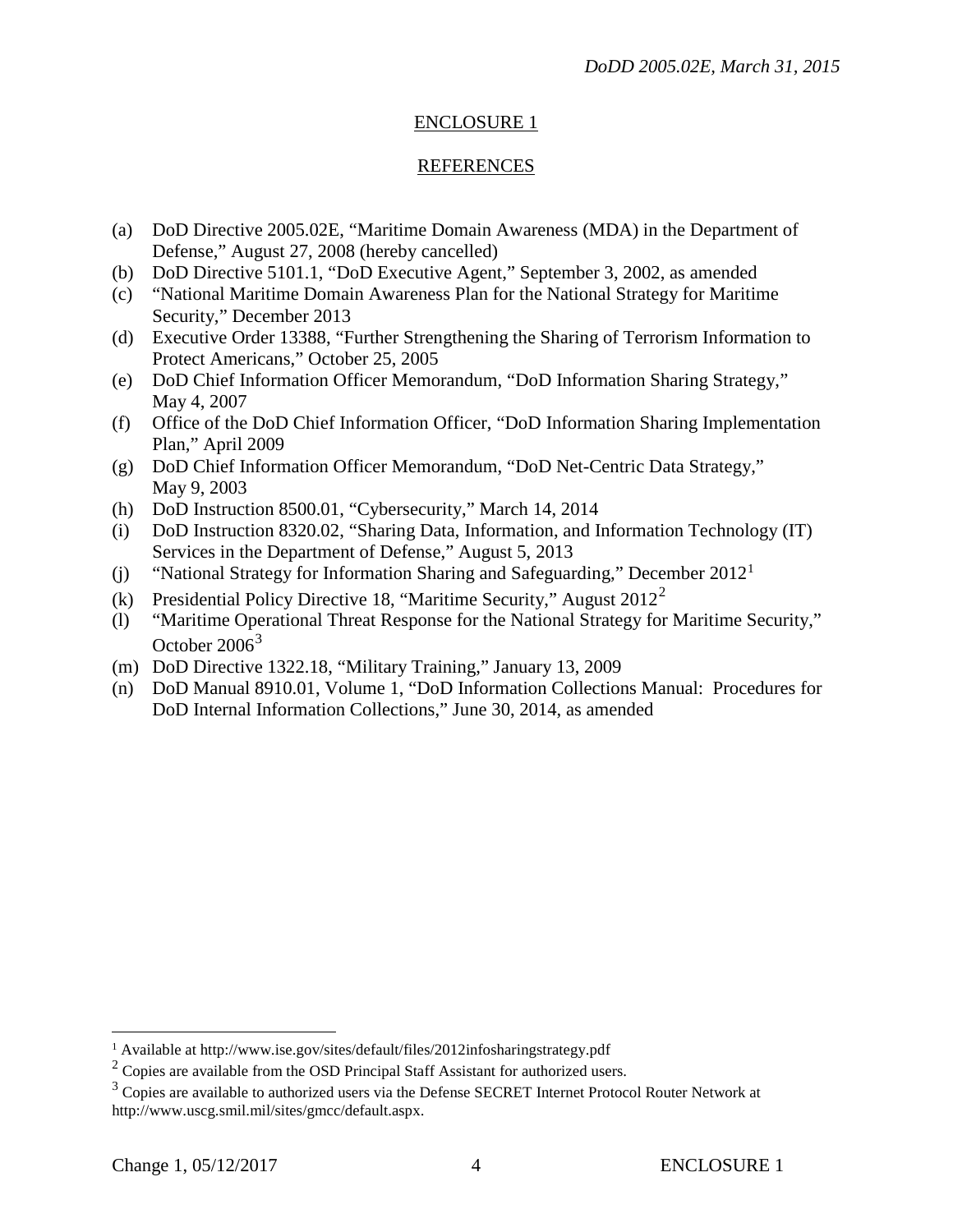## ENCLOSURE 1

## REFERENCES

(a) DoD Directive 2005.02E, "Maritime Domain Awareness (MDA) in the Department of Defense," August 27, 2008 (hereby cancelled)
(b) DoD Directive 5101.1, "DoD Executive Agent," September 3, 2002, as amended
(c) "National Maritime Domain Awareness Plan for the National Strategy for Maritime Security," December 2013
(d) Executive Order 13388, "Further Strengthening the Sharing of Terrorism Information to Protect Americans," October 25, 2005
(e) DoD Chief Information Officer Memorandum, "DoD Information Sharing Strategy," May 4, 2007
(f) Office of the DoD Chief Information Officer, "DoD Information Sharing Implementation Plan," April 2009
(g) DoD Chief Information Officer Memorandum, "DoD Net-Centric Data Strategy," May 9, 2003
(h) DoD Instruction 8500.01, "Cybersecurity," March 14, 2014
(i) DoD Instruction 8320.02, "Sharing Data, Information, and Information Technology (IT) Services in the Department of Defense," August 5, 2013
(j) "National Strategy for Information Sharing and Safeguarding," December 2012[1]
(k) Presidential Policy Directive 18, "Maritime Security," August 2012[2]
(l) "Maritime Operational Threat Response for the National Strategy for Maritime Security," October 2006[3]
(m) DoD Directive 1322.18, "Military Training," January 13, 2009
(n) DoD Manual 8910.01, Volume 1, "DoD Information Collections Manual: Procedures for DoD Internal Information Collections," June 30, 2014, as amended

---

[1] Available at http://www.ise.gov/sites/default/files/2012infosharingstrategy.pdf

[2] Copies are available from the OSD Principal Staff Assistant for authorized users.

[3] Copies are available to authorized users via the Defense SECRET Internet Protocol Router Network at http://www.uscg.smil.mil/sites/gmcc/default.aspx.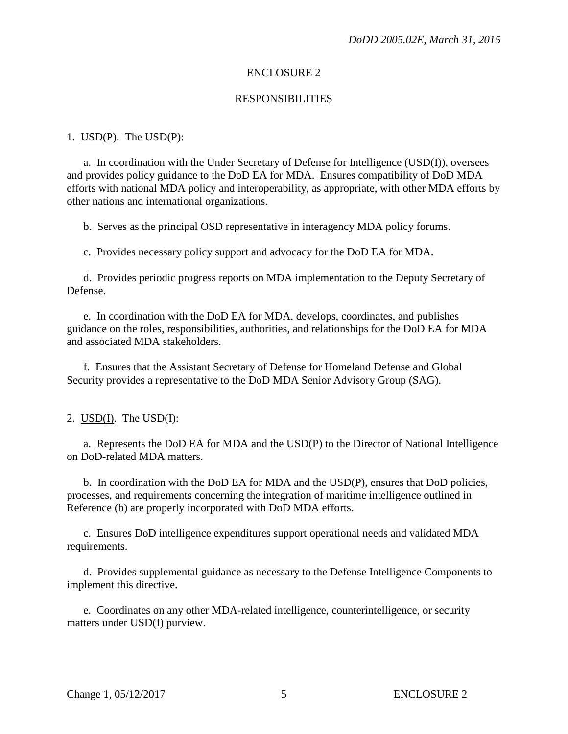## ENCLOSURE 2

## RESPONSIBILITIES

1. USD(P). The USD(P):

a. In coordination with the Under Secretary of Defense for Intelligence (USD(I)), oversees and provides policy guidance to the DoD EA for MDA. Ensures compatibility of DoD MDA efforts with national MDA policy and interoperability, as appropriate, with other MDA efforts by other nations and international organizations.

b. Serves as the principal OSD representative in interagency MDA policy forums.

c. Provides necessary policy support and advocacy for the DoD EA for MDA.

d. Provides periodic progress reports on MDA implementation to the Deputy Secretary of Defense.

e. In coordination with the DoD EA for MDA, develops, coordinates, and publishes guidance on the roles, responsibilities, authorities, and relationships for the DoD EA for MDA and associated MDA stakeholders.

f. Ensures that the Assistant Secretary of Defense for Homeland Defense and Global Security provides a representative to the DoD MDA Senior Advisory Group (SAG).

2. USD(I). The USD(I):

a. Represents the DoD EA for MDA and the USD(P) to the Director of National Intelligence on DoD-related MDA matters.

b. In coordination with the DoD EA for MDA and the USD(P), ensures that DoD policies, processes, and requirements concerning the integration of maritime intelligence outlined in Reference (b) are properly incorporated with DoD MDA efforts.

c. Ensures DoD intelligence expenditures support operational needs and validated MDA requirements.

d. Provides supplemental guidance as necessary to the Defense Intelligence Components to implement this directive.

e. Coordinates on any other MDA-related intelligence, counterintelligence, or security matters under USD(I) purview.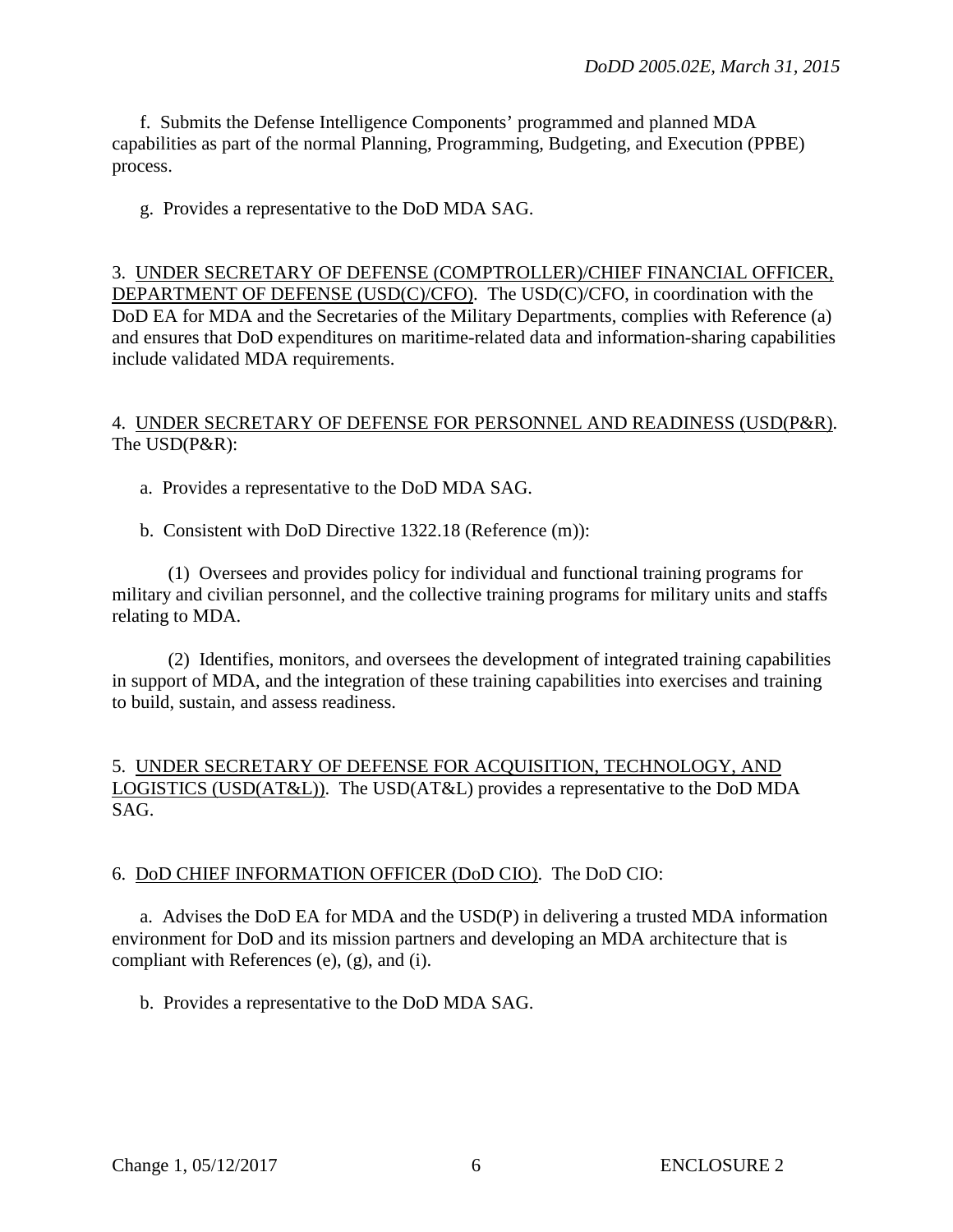f. Submits the Defense Intelligence Components' programmed and planned MDA capabilities as part of the normal Planning, Programming, Budgeting, and Execution (PPBE) process.

g. Provides a representative to the DoD MDA SAG.

3. UNDER SECRETARY OF DEFENSE (COMPTROLLER)/CHIEF FINANCIAL OFFICER, DEPARTMENT OF DEFENSE (USD(C)/CFO). The USD(C)/CFO, in coordination with the DoD EA for MDA and the Secretaries of the Military Departments, complies with Reference (a) and ensures that DoD expenditures on maritime-related data and information-sharing capabilities include validated MDA requirements.

4. UNDER SECRETARY OF DEFENSE FOR PERSONNEL AND READINESS (USD(P&R)). The USD(P&R):

a. Provides a representative to the DoD MDA SAG.

b. Consistent with DoD Directive 1322.18 (Reference (m)):

(1) Oversees and provides policy for individual and functional training programs for military and civilian personnel, and the collective training programs for military units and staffs relating to MDA.

(2) Identifies, monitors, and oversees the development of integrated training capabilities in support of MDA, and the integration of these training capabilities into exercises and training to build, sustain, and assess readiness.

5. UNDER SECRETARY OF DEFENSE FOR ACQUISITION, TECHNOLOGY, AND LOGISTICS (USD(AT&L)). The USD(AT&L) provides a representative to the DoD MDA SAG.

6. DoD CHIEF INFORMATION OFFICER (DoD CIO). The DoD CIO:

a. Advises the DoD EA for MDA and the USD(P) in delivering a trusted MDA information environment for DoD and its mission partners and developing an MDA architecture that is compliant with References (e), (g), and (i).

b. Provides a representative to the DoD MDA SAG.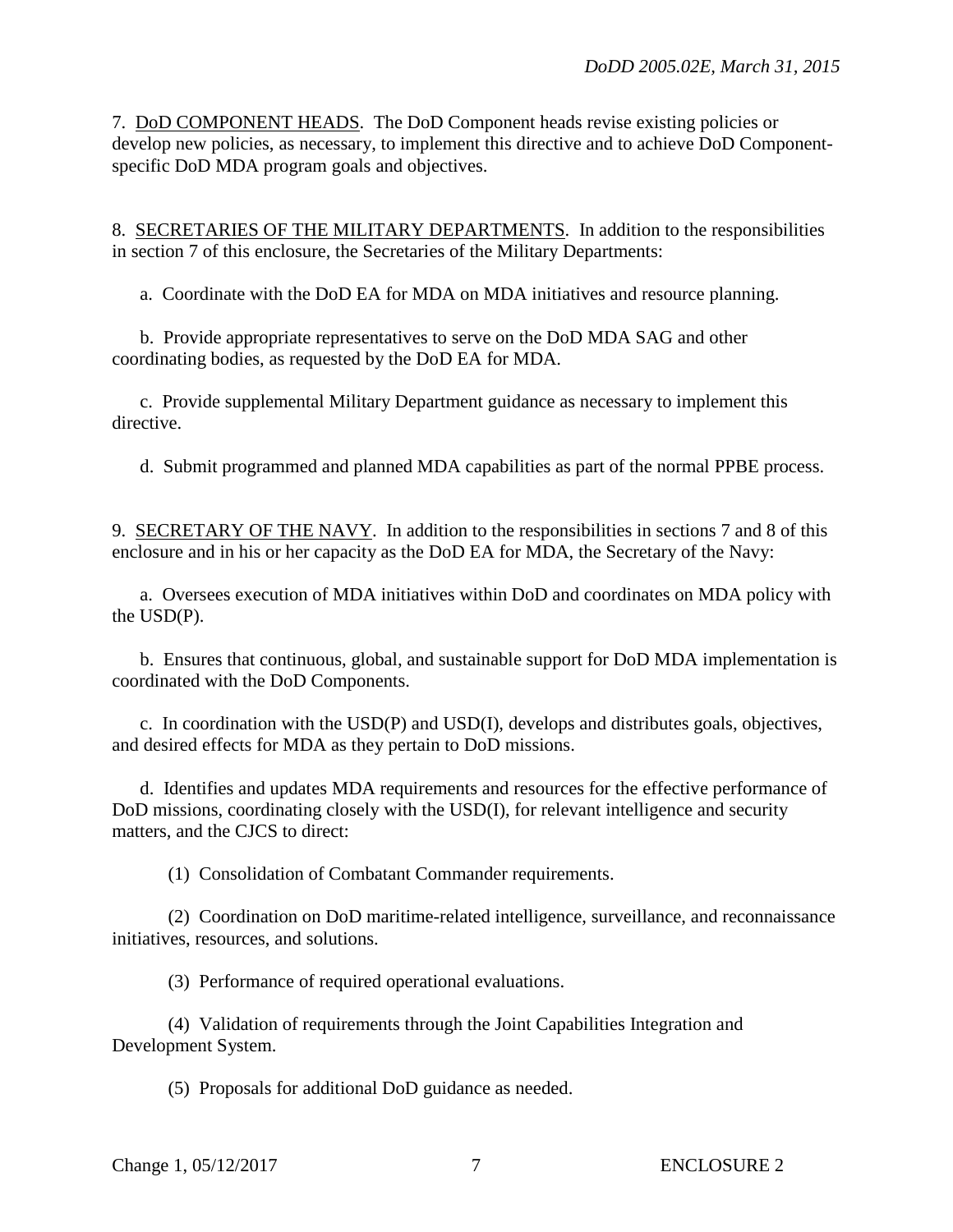7. <u>DoD COMPONENT HEADS</u>. The DoD Component heads revise existing policies or develop new policies, as necessary, to implement this directive and to achieve DoD Component-specific DoD MDA program goals and objectives.

8. <u>SECRETARIES OF THE MILITARY DEPARTMENTS</u>. In addition to the responsibilities in section 7 of this enclosure, the Secretaries of the Military Departments:

a. Coordinate with the DoD EA for MDA on MDA initiatives and resource planning.

b. Provide appropriate representatives to serve on the DoD MDA SAG and other coordinating bodies, as requested by the DoD EA for MDA.

c. Provide supplemental Military Department guidance as necessary to implement this directive.

d. Submit programmed and planned MDA capabilities as part of the normal PPBE process.

9. <u>SECRETARY OF THE NAVY</u>. In addition to the responsibilities in sections 7 and 8 of this enclosure and in his or her capacity as the DoD EA for MDA, the Secretary of the Navy:

a. Oversees execution of MDA initiatives within DoD and coordinates on MDA policy with the USD(P).

b. Ensures that continuous, global, and sustainable support for DoD MDA implementation is coordinated with the DoD Components.

c. In coordination with the USD(P) and USD(I), develops and distributes goals, objectives, and desired effects for MDA as they pertain to DoD missions.

d. Identifies and updates MDA requirements and resources for the effective performance of DoD missions, coordinating closely with the USD(I), for relevant intelligence and security matters, and the CJCS to direct:

(1) Consolidation of Combatant Commander requirements.

(2) Coordination on DoD maritime-related intelligence, surveillance, and reconnaissance initiatives, resources, and solutions.

(3) Performance of required operational evaluations.

(4) Validation of requirements through the Joint Capabilities Integration and Development System.

(5) Proposals for additional DoD guidance as needed.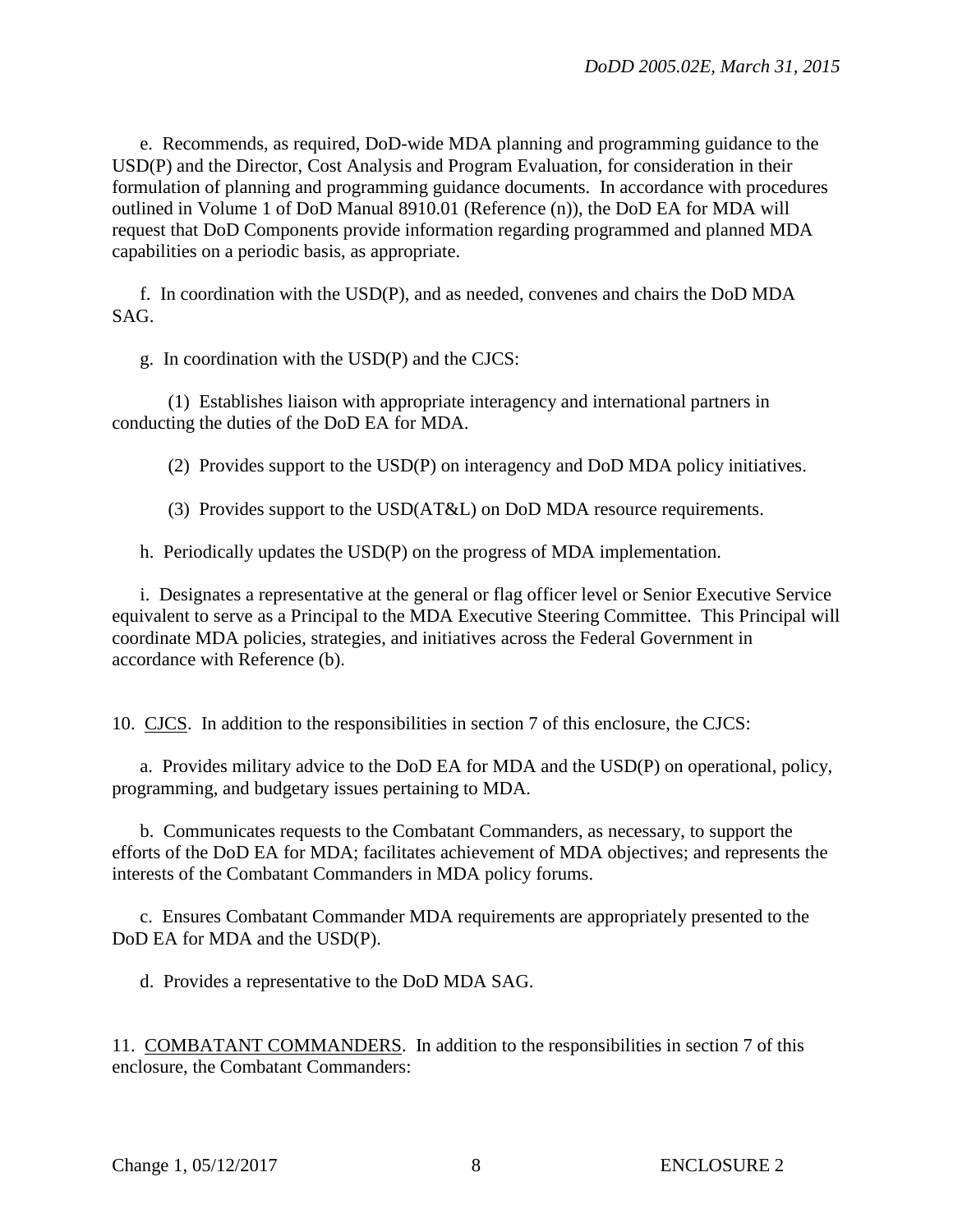e. Recommends, as required, DoD-wide MDA planning and programming guidance to the USD(P) and the Director, Cost Analysis and Program Evaluation, for consideration in their formulation of planning and programming guidance documents. In accordance with procedures outlined in Volume 1 of DoD Manual 8910.01 (Reference (n)), the DoD EA for MDA will request that DoD Components provide information regarding programmed and planned MDA capabilities on a periodic basis, as appropriate.

f. In coordination with the USD(P), and as needed, convenes and chairs the DoD MDA SAG.

g. In coordination with the USD(P) and the CJCS:

(1) Establishes liaison with appropriate interagency and international partners in conducting the duties of the DoD EA for MDA.

(2) Provides support to the USD(P) on interagency and DoD MDA policy initiatives.

(3) Provides support to the USD(AT&L) on DoD MDA resource requirements.

h. Periodically updates the USD(P) on the progress of MDA implementation.

i. Designates a representative at the general or flag officer level or Senior Executive Service equivalent to serve as a Principal to the MDA Executive Steering Committee. This Principal will coordinate MDA policies, strategies, and initiatives across the Federal Government in accordance with Reference (b).

10. CJCS. In addition to the responsibilities in section 7 of this enclosure, the CJCS:

a. Provides military advice to the DoD EA for MDA and the USD(P) on operational, policy, programming, and budgetary issues pertaining to MDA.

b. Communicates requests to the Combatant Commanders, as necessary, to support the efforts of the DoD EA for MDA; facilitates achievement of MDA objectives; and represents the interests of the Combatant Commanders in MDA policy forums.

c. Ensures Combatant Commander MDA requirements are appropriately presented to the DoD EA for MDA and the USD(P).

d. Provides a representative to the DoD MDA SAG.

11. COMBATANT COMMANDERS. In addition to the responsibilities in section 7 of this enclosure, the Combatant Commanders: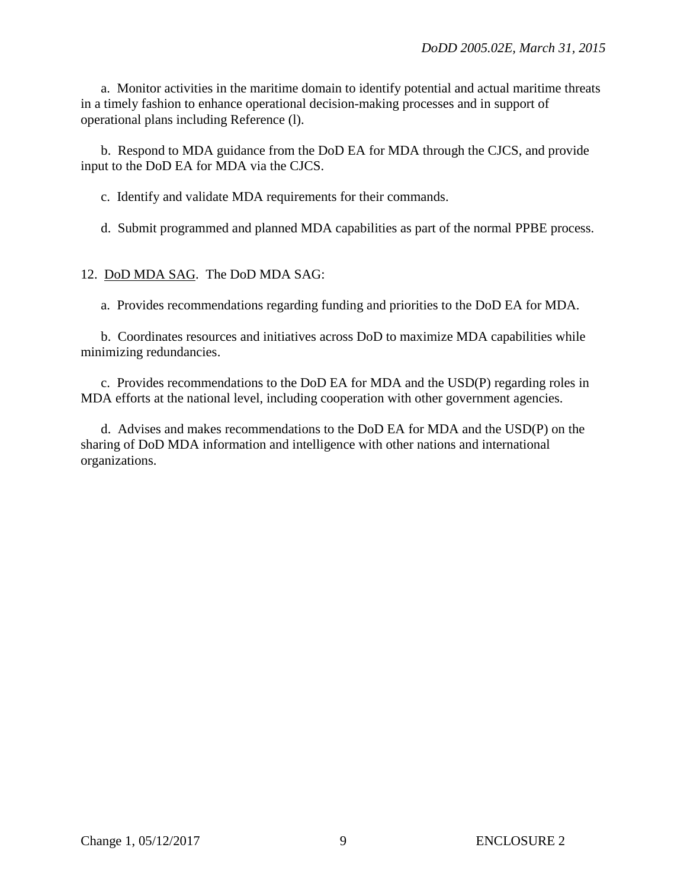a. Monitor activities in the maritime domain to identify potential and actual maritime threats in a timely fashion to enhance operational decision-making processes and in support of operational plans including Reference (l).

b. Respond to MDA guidance from the DoD EA for MDA through the CJCS, and provide input to the DoD EA for MDA via the CJCS.

c. Identify and validate MDA requirements for their commands.

d. Submit programmed and planned MDA capabilities as part of the normal PPBE process.

12. DoD MDA SAG. The DoD MDA SAG:

a. Provides recommendations regarding funding and priorities to the DoD EA for MDA.

b. Coordinates resources and initiatives across DoD to maximize MDA capabilities while minimizing redundancies.

c. Provides recommendations to the DoD EA for MDA and the USD(P) regarding roles in MDA efforts at the national level, including cooperation with other government agencies.

d. Advises and makes recommendations to the DoD EA for MDA and the USD(P) on the sharing of DoD MDA information and intelligence with other nations and international organizations.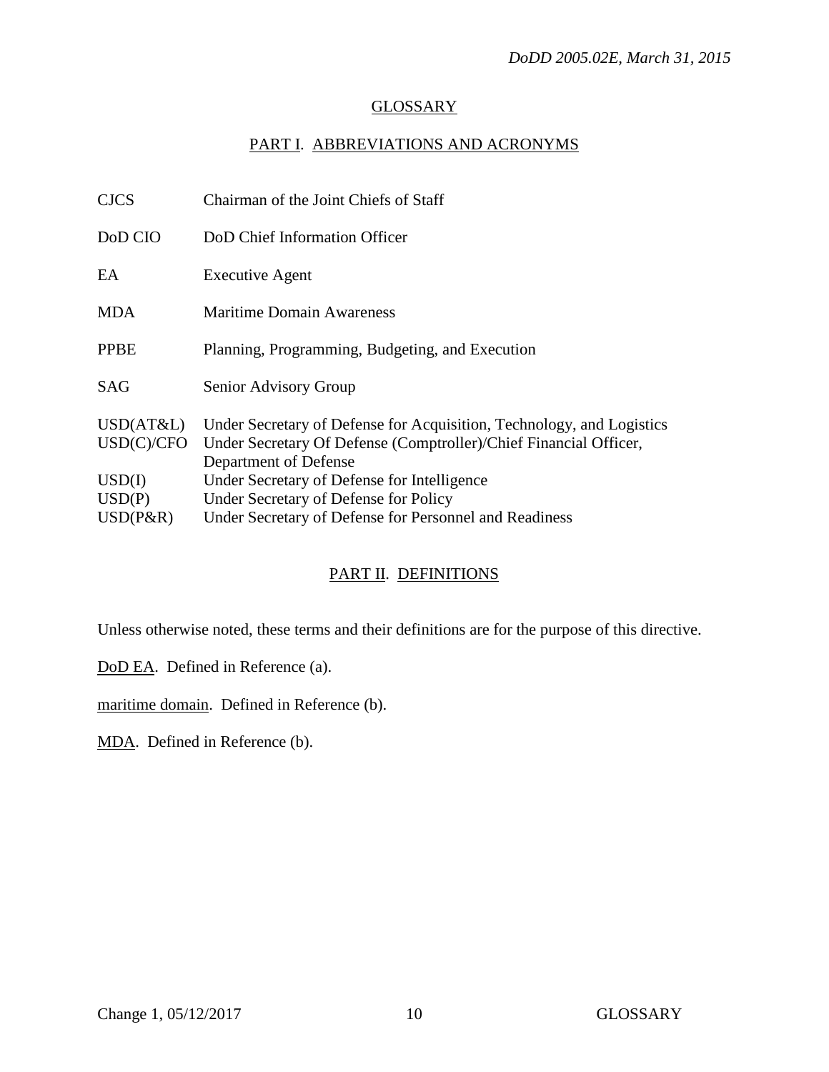## GLOSSARY

### PART I. ABBREVIATIONS AND ACRONYMS

| | |
|---|---|
| CJCS | Chairman of the Joint Chiefs of Staff |
| DoD CIO | DoD Chief Information Officer |
| EA | Executive Agent |
| MDA | Maritime Domain Awareness |
| PPBE | Planning, Programming, Budgeting, and Execution |
| SAG | Senior Advisory Group |
| USD(AT&L) | Under Secretary of Defense for Acquisition, Technology, and Logistics |
| USD(C)/CFO | Under Secretary Of Defense (Comptroller)/Chief Financial Officer, Department of Defense |
| USD(I) | Under Secretary of Defense for Intelligence |
| USD(P) | Under Secretary of Defense for Policy |
| USD(P&R) | Under Secretary of Defense for Personnel and Readiness |

### PART II. DEFINITIONS

Unless otherwise noted, these terms and their definitions are for the purpose of this directive.

DoD EA. Defined in Reference (a).

maritime domain. Defined in Reference (b).

MDA. Defined in Reference (b).